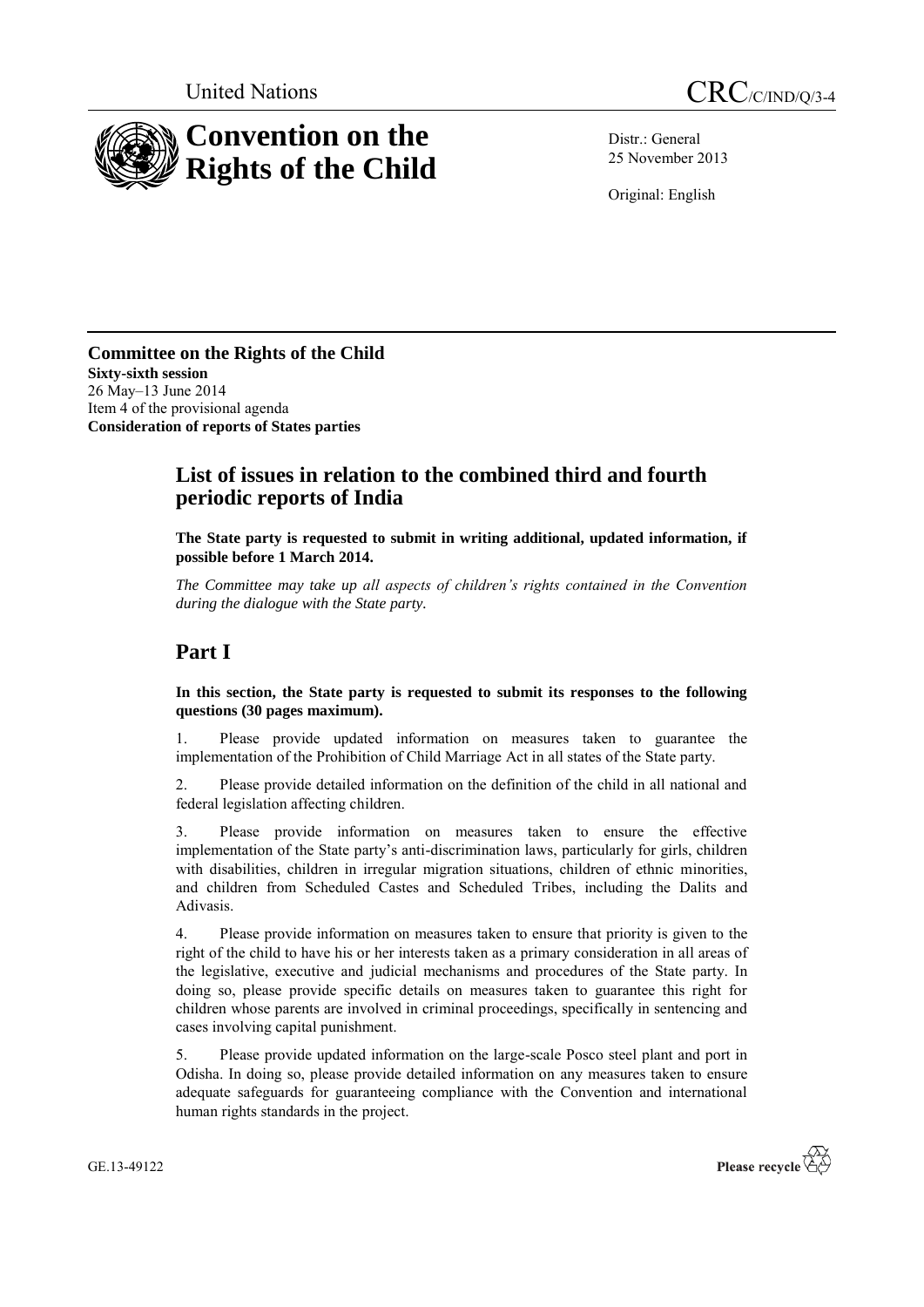United Nations

CRC/C/IND/Q/3-4

# Convention on the Rights of the Child

Distr.: General
25 November 2013

Original: English

**Committee on the Rights of the Child**
**Sixty-sixth session**
26 May–13 June 2014
Item 4 of the provisional agenda
**Consideration of reports of States parties**

## List of issues in relation to the combined third and fourth periodic reports of India

**The State party is requested to submit in writing additional, updated information, if possible before 1 March 2014.**

*The Committee may take up all aspects of children's rights contained in the Convention during the dialogue with the State party.*

# Part I

**In this section, the State party is requested to submit its responses to the following questions (30 pages maximum).**

1. Please provide updated information on measures taken to guarantee the implementation of the Prohibition of Child Marriage Act in all states of the State party.

2. Please provide detailed information on the definition of the child in all national and federal legislation affecting children.

3. Please provide information on measures taken to ensure the effective implementation of the State party's anti-discrimination laws, particularly for girls, children with disabilities, children in irregular migration situations, children of ethnic minorities, and children from Scheduled Castes and Scheduled Tribes, including the Dalits and Adivasis.

4. Please provide information on measures taken to ensure that priority is given to the right of the child to have his or her interests taken as a primary consideration in all areas of the legislative, executive and judicial mechanisms and procedures of the State party. In doing so, please provide specific details on measures taken to guarantee this right for children whose parents are involved in criminal proceedings, specifically in sentencing and cases involving capital punishment.

5. Please provide updated information on the large-scale Posco steel plant and port in Odisha. In doing so, please provide detailed information on any measures taken to ensure adequate safeguards for guaranteeing compliance with the Convention and international human rights standards in the project.

GE.13-49122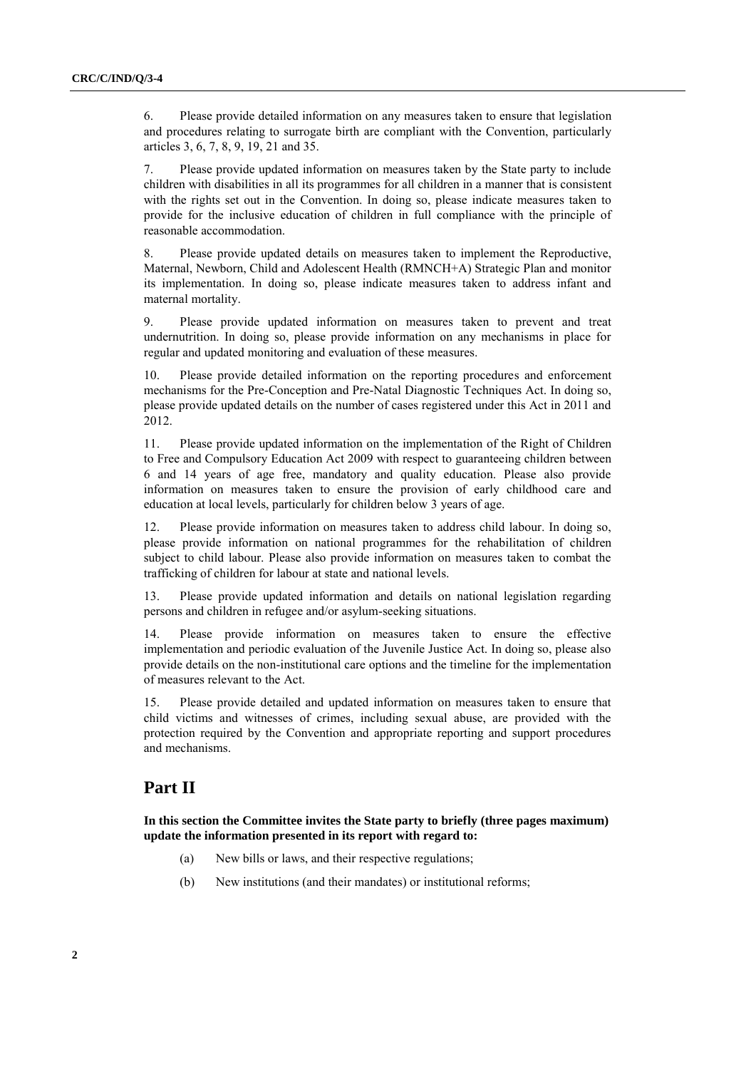6. Please provide detailed information on any measures taken to ensure that legislation and procedures relating to surrogate birth are compliant with the Convention, particularly articles 3, 6, 7, 8, 9, 19, 21 and 35.

7. Please provide updated information on measures taken by the State party to include children with disabilities in all its programmes for all children in a manner that is consistent with the rights set out in the Convention. In doing so, please indicate measures taken to provide for the inclusive education of children in full compliance with the principle of reasonable accommodation.

8. Please provide updated details on measures taken to implement the Reproductive, Maternal, Newborn, Child and Adolescent Health (RMNCH+A) Strategic Plan and monitor its implementation. In doing so, please indicate measures taken to address infant and maternal mortality.

9. Please provide updated information on measures taken to prevent and treat undernutrition. In doing so, please provide information on any mechanisms in place for regular and updated monitoring and evaluation of these measures.

10. Please provide detailed information on the reporting procedures and enforcement mechanisms for the Pre-Conception and Pre-Natal Diagnostic Techniques Act. In doing so, please provide updated details on the number of cases registered under this Act in 2011 and 2012.

11. Please provide updated information on the implementation of the Right of Children to Free and Compulsory Education Act 2009 with respect to guaranteeing children between 6 and 14 years of age free, mandatory and quality education. Please also provide information on measures taken to ensure the provision of early childhood care and education at local levels, particularly for children below 3 years of age.

12. Please provide information on measures taken to address child labour. In doing so, please provide information on national programmes for the rehabilitation of children subject to child labour. Please also provide information on measures taken to combat the trafficking of children for labour at state and national levels.

13. Please provide updated information and details on national legislation regarding persons and children in refugee and/or asylum-seeking situations.

14. Please provide information on measures taken to ensure the effective implementation and periodic evaluation of the Juvenile Justice Act. In doing so, please also provide details on the non-institutional care options and the timeline for the implementation of measures relevant to the Act.

15. Please provide detailed and updated information on measures taken to ensure that child victims and witnesses of crimes, including sexual abuse, are provided with the protection required by the Convention and appropriate reporting and support procedures and mechanisms.

## Part II

**In this section the Committee invites the State party to briefly (three pages maximum) update the information presented in its report with regard to:**

(a) New bills or laws, and their respective regulations;

(b) New institutions (and their mandates) or institutional reforms;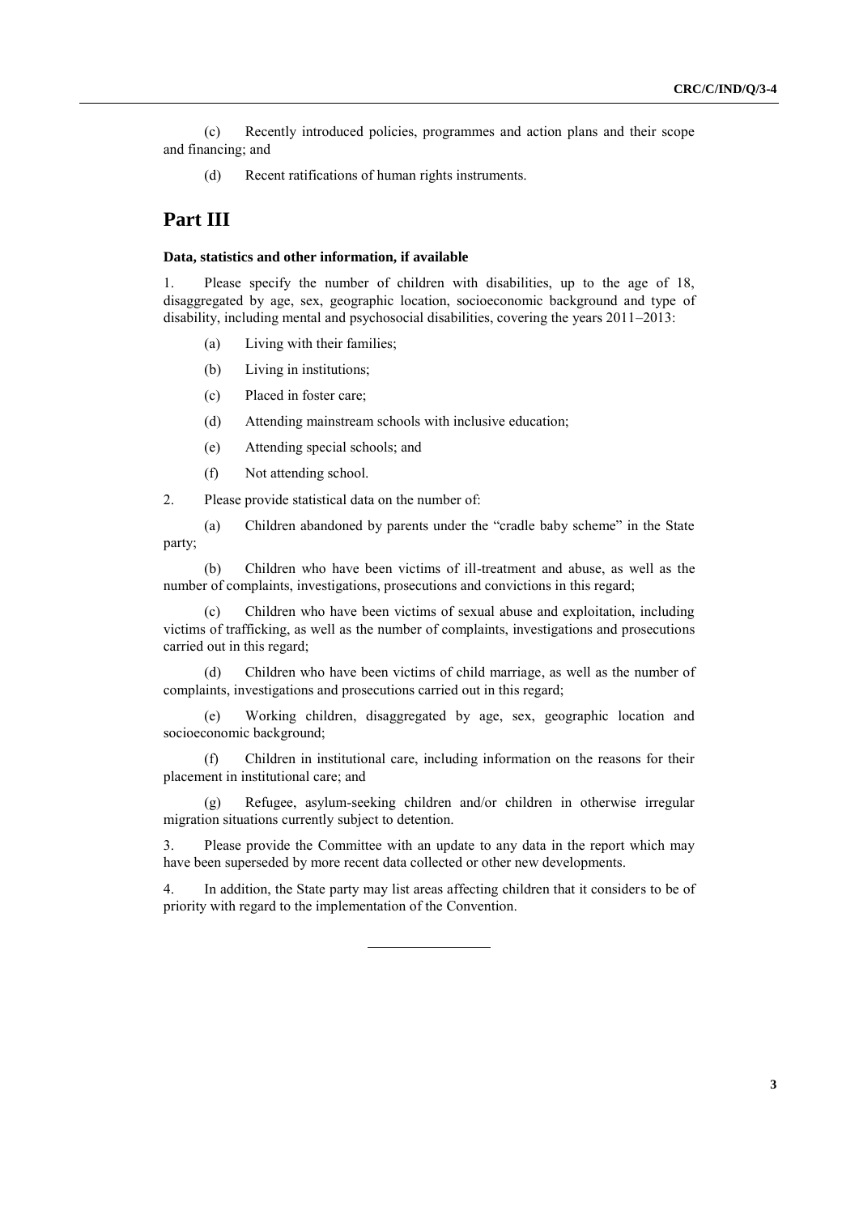(c) Recently introduced policies, programmes and action plans and their scope and financing; and

(d) Recent ratifications of human rights instruments.

# Part III

**Data, statistics and other information, if available**

1. Please specify the number of children with disabilities, up to the age of 18, disaggregated by age, sex, geographic location, socioeconomic background and type of disability, including mental and psychosocial disabilities, covering the years 2011–2013:

(a) Living with their families;

(b) Living in institutions;

(c) Placed in foster care;

(d) Attending mainstream schools with inclusive education;

(e) Attending special schools; and

(f) Not attending school.

2. Please provide statistical data on the number of:

(a) Children abandoned by parents under the "cradle baby scheme" in the State party;

(b) Children who have been victims of ill-treatment and abuse, as well as the number of complaints, investigations, prosecutions and convictions in this regard;

(c) Children who have been victims of sexual abuse and exploitation, including victims of trafficking, as well as the number of complaints, investigations and prosecutions carried out in this regard;

(d) Children who have been victims of child marriage, as well as the number of complaints, investigations and prosecutions carried out in this regard;

(e) Working children, disaggregated by age, sex, geographic location and socioeconomic background;

(f) Children in institutional care, including information on the reasons for their placement in institutional care; and

(g) Refugee, asylum-seeking children and/or children in otherwise irregular migration situations currently subject to detention.

3. Please provide the Committee with an update to any data in the report which may have been superseded by more recent data collected or other new developments.

4. In addition, the State party may list areas affecting children that it considers to be of priority with regard to the implementation of the Convention.